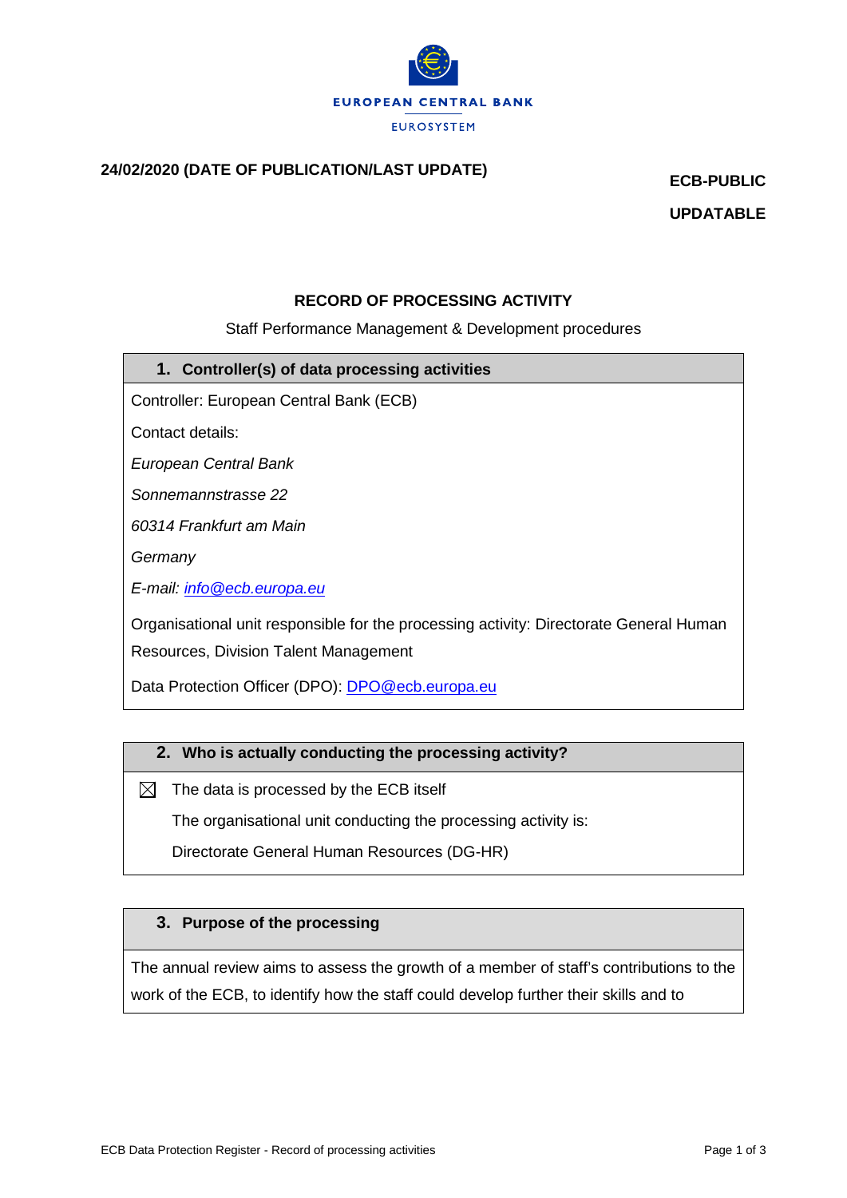**EUROPEAN CENTRAL BANK**

EUROSYSTEM

**24/02/2020 (DATE OF PUBLICATION/LAST UPDATE)**

**ECB-PUBLIC**

**UPDATABLE**

# RECORD OF PROCESSING ACTIVITY

Staff Performance Management & Development procedures

## 1. Controller(s) of data processing activities

Controller: European Central Bank (ECB)

Contact details:

*European Central Bank*

*Sonnemannstrasse 22*

*60314 Frankfurt am Main*

*Germany*

*E-mail: info@ecb.europa.eu*

Organisational unit responsible for the processing activity: Directorate General Human Resources, Division Talent Management

Data Protection Officer (DPO): DPO@ecb.europa.eu

## 2. Who is actually conducting the processing activity?

☒ The data is processed by the ECB itself

The organisational unit conducting the processing activity is:

Directorate General Human Resources (DG-HR)

## 3. Purpose of the processing

The annual review aims to assess the growth of a member of staff's contributions to the work of the ECB, to identify how the staff could develop further their skills and to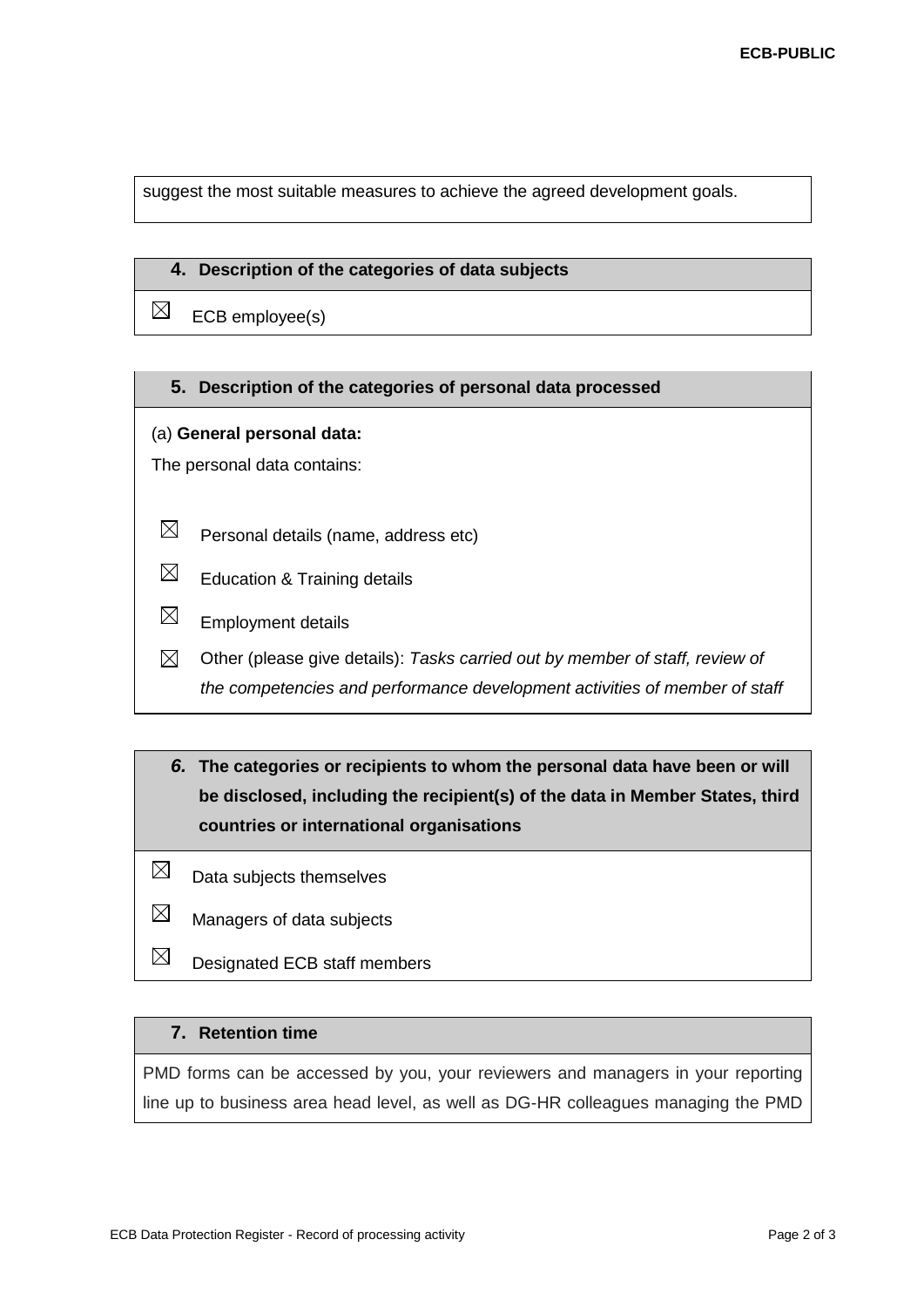suggest the most suitable measures to achieve the agreed development goals.

## 4. Description of the categories of data subjects

☒ ECB employee(s)

## 5. Description of the categories of personal data processed

(a) **General personal data:**

The personal data contains:

☒ Personal details (name, address etc)

☒ Education & Training details

☒ Employment details

☒ Other (please give details): *Tasks carried out by member of staff, review of the competencies and performance development activities of member of staff*

## *6.* The categories or recipients to whom the personal data have been or will be disclosed, including the recipient(s) of the data in Member States, third countries or international organisations

☒ Data subjects themselves

☒ Managers of data subjects

☒ Designated ECB staff members

## 7. Retention time

PMD forms can be accessed by you, your reviewers and managers in your reporting line up to business area head level, as well as DG-HR colleagues managing the PMD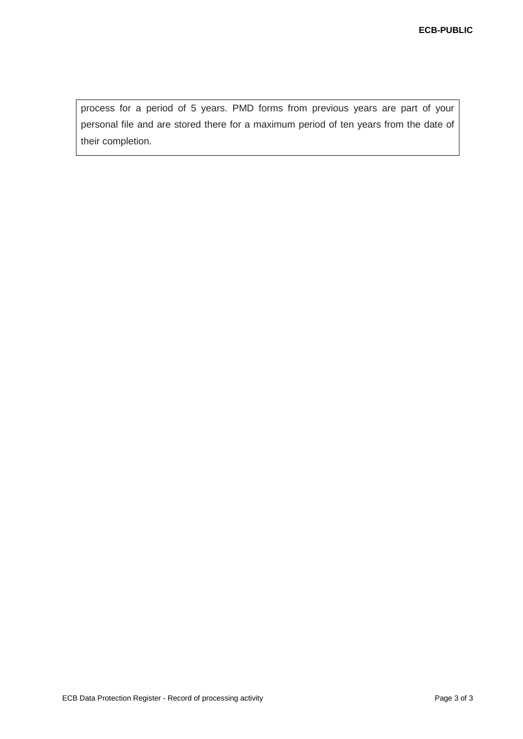process for a period of 5 years. PMD forms from previous years are part of your personal file and are stored there for a maximum period of ten years from the date of their completion.